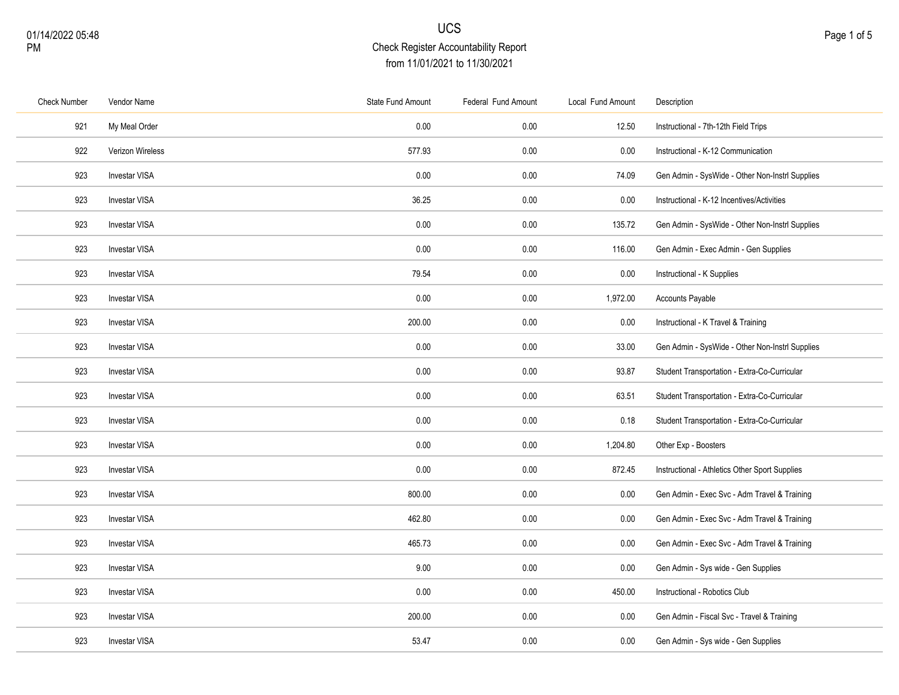# UCS

## Check Register Accountability Report

from 11/01/2021 to 11/30/2021

01/14/2022 05:48 PM

| Check Number | Vendor Name | State Fund Amount | Federal Fund Amount | Local Fund Amount | Description |
|---|---|---|---|---|---|
| 921 | My Meal Order | 0.00 | 0.00 | 12.50 | Instructional - 7th-12th Field Trips |
| 922 | Verizon Wireless | 577.93 | 0.00 | 0.00 | Instructional - K-12 Communication |
| 923 | Investar VISA | 0.00 | 0.00 | 74.09 | Gen Admin - SysWide - Other Non-Instrl Supplies |
| 923 | Investar VISA | 36.25 | 0.00 | 0.00 | Instructional - K-12 Incentives/Activities |
| 923 | Investar VISA | 0.00 | 0.00 | 135.72 | Gen Admin - SysWide - Other Non-Instrl Supplies |
| 923 | Investar VISA | 0.00 | 0.00 | 116.00 | Gen Admin - Exec Admin - Gen Supplies |
| 923 | Investar VISA | 79.54 | 0.00 | 0.00 | Instructional - K Supplies |
| 923 | Investar VISA | 0.00 | 0.00 | 1,972.00 | Accounts Payable |
| 923 | Investar VISA | 200.00 | 0.00 | 0.00 | Instructional - K Travel & Training |
| 923 | Investar VISA | 0.00 | 0.00 | 33.00 | Gen Admin - SysWide - Other Non-Instrl Supplies |
| 923 | Investar VISA | 0.00 | 0.00 | 93.87 | Student Transportation - Extra-Co-Curricular |
| 923 | Investar VISA | 0.00 | 0.00 | 63.51 | Student Transportation - Extra-Co-Curricular |
| 923 | Investar VISA | 0.00 | 0.00 | 0.18 | Student Transportation - Extra-Co-Curricular |
| 923 | Investar VISA | 0.00 | 0.00 | 1,204.80 | Other Exp - Boosters |
| 923 | Investar VISA | 0.00 | 0.00 | 872.45 | Instructional - Athletics Other Sport Supplies |
| 923 | Investar VISA | 800.00 | 0.00 | 0.00 | Gen Admin - Exec Svc - Adm Travel & Training |
| 923 | Investar VISA | 462.80 | 0.00 | 0.00 | Gen Admin - Exec Svc - Adm Travel & Training |
| 923 | Investar VISA | 465.73 | 0.00 | 0.00 | Gen Admin - Exec Svc - Adm Travel & Training |
| 923 | Investar VISA | 9.00 | 0.00 | 0.00 | Gen Admin - Sys wide - Gen Supplies |
| 923 | Investar VISA | 0.00 | 0.00 | 450.00 | Instructional - Robotics Club |
| 923 | Investar VISA | 200.00 | 0.00 | 0.00 | Gen Admin - Fiscal Svc - Travel & Training |
| 923 | Investar VISA | 53.47 | 0.00 | 0.00 | Gen Admin - Sys wide - Gen Supplies |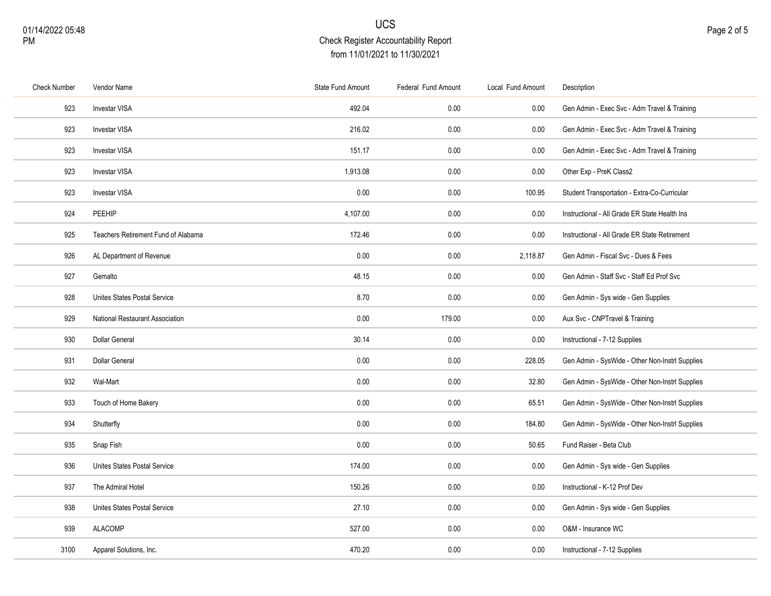# UCS

## Check Register Accountability Report

from 11/01/2021 to 11/30/2021

| Check Number | Vendor Name | State Fund Amount | Federal Fund Amount | Local Fund Amount | Description |
|---|---|---|---|---|---|
| 923 | Investar VISA | 492.04 | 0.00 | 0.00 | Gen Admin - Exec Svc - Adm Travel & Training |
| 923 | Investar VISA | 216.02 | 0.00 | 0.00 | Gen Admin - Exec Svc - Adm Travel & Training |
| 923 | Investar VISA | 151.17 | 0.00 | 0.00 | Gen Admin - Exec Svc - Adm Travel & Training |
| 923 | Investar VISA | 1,913.08 | 0.00 | 0.00 | Other Exp - PreK Class2 |
| 923 | Investar VISA | 0.00 | 0.00 | 100.95 | Student Transportation - Extra-Co-Curricular |
| 924 | PEEHIP | 4,107.00 | 0.00 | 0.00 | Instructional - All Grade ER State Health Ins |
| 925 | Teachers Retirement Fund of Alabama | 172.46 | 0.00 | 0.00 | Instructional - All Grade ER State Retirement |
| 926 | AL Department of Revenue | 0.00 | 0.00 | 2,118.87 | Gen Admin - Fiscal Svc - Dues & Fees |
| 927 | Gemalto | 48.15 | 0.00 | 0.00 | Gen Admin - Staff Svc - Staff Ed Prof Svc |
| 928 | Unites States Postal Service | 8.70 | 0.00 | 0.00 | Gen Admin - Sys wide - Gen Supplies |
| 929 | National Restaurant Association | 0.00 | 179.00 | 0.00 | Aux Svc - CNPTravel & Training |
| 930 | Dollar General | 30.14 | 0.00 | 0.00 | Instructional - 7-12 Supplies |
| 931 | Dollar General | 0.00 | 0.00 | 228.05 | Gen Admin - SysWide - Other Non-Instrl Supplies |
| 932 | Wal-Mart | 0.00 | 0.00 | 32.80 | Gen Admin - SysWide - Other Non-Instrl Supplies |
| 933 | Touch of Home Bakery | 0.00 | 0.00 | 65.51 | Gen Admin - SysWide - Other Non-Instrl Supplies |
| 934 | Shutterfly | 0.00 | 0.00 | 184.80 | Gen Admin - SysWide - Other Non-Instrl Supplies |
| 935 | Snap Fish | 0.00 | 0.00 | 50.65 | Fund Raiser - Beta Club |
| 936 | Unites States Postal Service | 174.00 | 0.00 | 0.00 | Gen Admin - Sys wide - Gen Supplies |
| 937 | The Admiral Hotel | 150.26 | 0.00 | 0.00 | Instructional - K-12 Prof Dev |
| 938 | Unites States Postal Service | 27.10 | 0.00 | 0.00 | Gen Admin - Sys wide - Gen Supplies |
| 939 | ALACOMP | 527.00 | 0.00 | 0.00 | O&M - Insurance WC |
| 3100 | Apparel Solutions, Inc. | 470.20 | 0.00 | 0.00 | Instructional - 7-12 Supplies |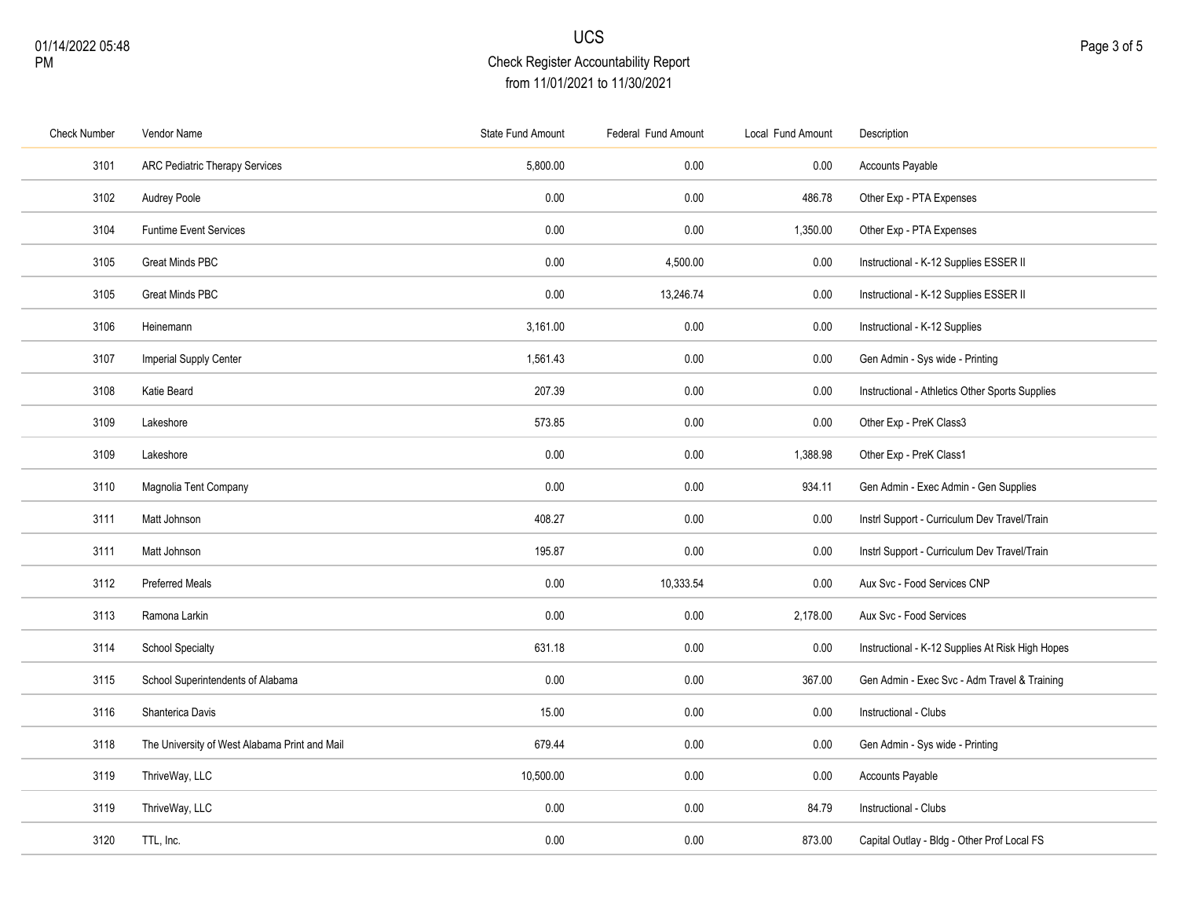# UCS

## Check Register Accountability Report

from 11/01/2021 to 11/30/2021

01/14/2022 05:48 PM

| Check Number | Vendor Name | State Fund Amount | Federal Fund Amount | Local Fund Amount | Description |
|---|---|---|---|---|---|
| 3101 | ARC Pediatric Therapy Services | 5,800.00 | 0.00 | 0.00 | Accounts Payable |
| 3102 | Audrey Poole | 0.00 | 0.00 | 486.78 | Other Exp - PTA Expenses |
| 3104 | Funtime Event Services | 0.00 | 0.00 | 1,350.00 | Other Exp - PTA Expenses |
| 3105 | Great Minds PBC | 0.00 | 4,500.00 | 0.00 | Instructional - K-12 Supplies ESSER II |
| 3105 | Great Minds PBC | 0.00 | 13,246.74 | 0.00 | Instructional - K-12 Supplies ESSER II |
| 3106 | Heinemann | 3,161.00 | 0.00 | 0.00 | Instructional - K-12 Supplies |
| 3107 | Imperial Supply Center | 1,561.43 | 0.00 | 0.00 | Gen Admin - Sys wide - Printing |
| 3108 | Katie Beard | 207.39 | 0.00 | 0.00 | Instructional - Athletics Other Sports Supplies |
| 3109 | Lakeshore | 573.85 | 0.00 | 0.00 | Other Exp - PreK Class3 |
| 3109 | Lakeshore | 0.00 | 0.00 | 1,388.98 | Other Exp - PreK Class1 |
| 3110 | Magnolia Tent Company | 0.00 | 0.00 | 934.11 | Gen Admin - Exec Admin - Gen Supplies |
| 3111 | Matt Johnson | 408.27 | 0.00 | 0.00 | Instrl Support - Curriculum Dev Travel/Train |
| 3111 | Matt Johnson | 195.87 | 0.00 | 0.00 | Instrl Support - Curriculum Dev Travel/Train |
| 3112 | Preferred Meals | 0.00 | 10,333.54 | 0.00 | Aux Svc - Food Services CNP |
| 3113 | Ramona Larkin | 0.00 | 0.00 | 2,178.00 | Aux Svc - Food Services |
| 3114 | School Specialty | 631.18 | 0.00 | 0.00 | Instructional - K-12 Supplies At Risk High Hopes |
| 3115 | School Superintendents of Alabama | 0.00 | 0.00 | 367.00 | Gen Admin - Exec Svc - Adm Travel & Training |
| 3116 | Shanterica Davis | 15.00 | 0.00 | 0.00 | Instructional - Clubs |
| 3118 | The University of West Alabama Print and Mail | 679.44 | 0.00 | 0.00 | Gen Admin - Sys wide - Printing |
| 3119 | ThriveWay, LLC | 10,500.00 | 0.00 | 0.00 | Accounts Payable |
| 3119 | ThriveWay, LLC | 0.00 | 0.00 | 84.79 | Instructional - Clubs |
| 3120 | TTL, Inc. | 0.00 | 0.00 | 873.00 | Capital Outlay - Bldg - Other Prof Local FS |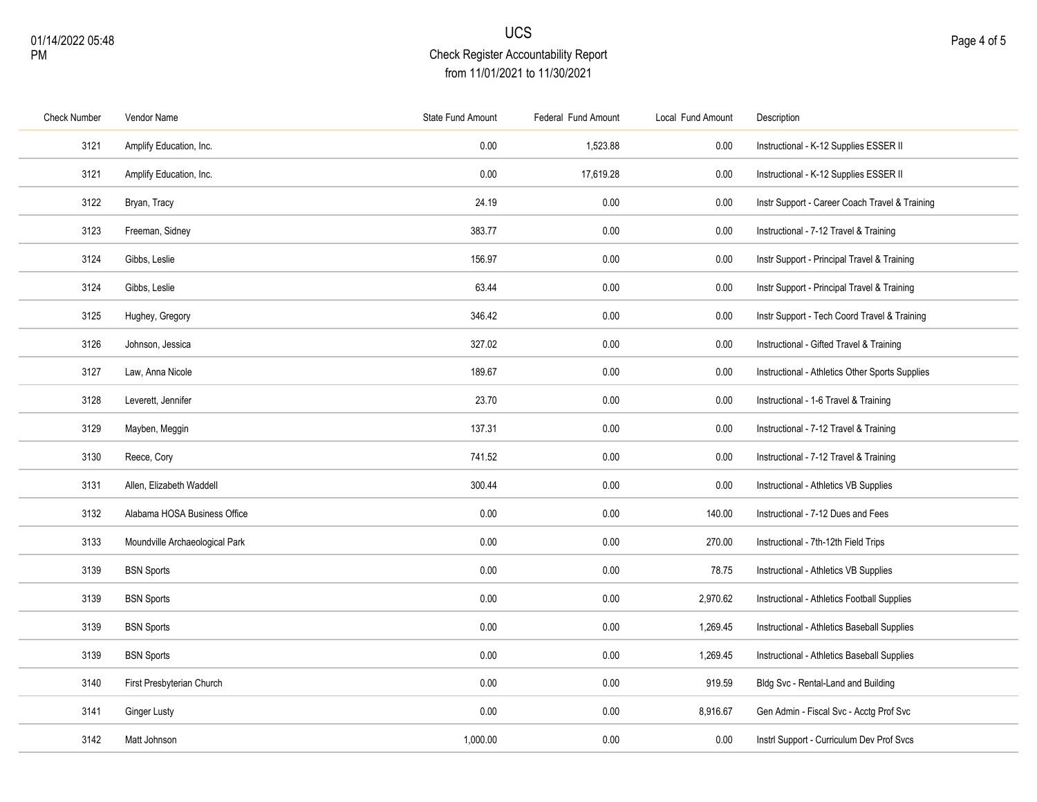# UCS

## Check Register Accountability Report

from 11/01/2021 to 11/30/2021

| Check Number | Vendor Name | State Fund Amount | Federal Fund Amount | Local Fund Amount | Description |
|---|---|---|---|---|---|
| 3121 | Amplify Education, Inc. | 0.00 | 1,523.88 | 0.00 | Instructional - K-12 Supplies ESSER II |
| 3121 | Amplify Education, Inc. | 0.00 | 17,619.28 | 0.00 | Instructional - K-12 Supplies ESSER II |
| 3122 | Bryan, Tracy | 24.19 | 0.00 | 0.00 | Instr Support - Career Coach Travel & Training |
| 3123 | Freeman, Sidney | 383.77 | 0.00 | 0.00 | Instructional - 7-12 Travel & Training |
| 3124 | Gibbs, Leslie | 156.97 | 0.00 | 0.00 | Instr Support - Principal Travel & Training |
| 3124 | Gibbs, Leslie | 63.44 | 0.00 | 0.00 | Instr Support - Principal Travel & Training |
| 3125 | Hughey, Gregory | 346.42 | 0.00 | 0.00 | Instr Support - Tech Coord Travel & Training |
| 3126 | Johnson, Jessica | 327.02 | 0.00 | 0.00 | Instructional - Gifted Travel & Training |
| 3127 | Law, Anna Nicole | 189.67 | 0.00 | 0.00 | Instructional - Athletics Other Sports Supplies |
| 3128 | Leverett, Jennifer | 23.70 | 0.00 | 0.00 | Instructional - 1-6 Travel & Training |
| 3129 | Mayben, Meggin | 137.31 | 0.00 | 0.00 | Instructional - 7-12 Travel & Training |
| 3130 | Reece, Cory | 741.52 | 0.00 | 0.00 | Instructional - 7-12 Travel & Training |
| 3131 | Allen, Elizabeth Waddell | 300.44 | 0.00 | 0.00 | Instructional - Athletics VB Supplies |
| 3132 | Alabama HOSA Business Office | 0.00 | 0.00 | 140.00 | Instructional - 7-12 Dues and Fees |
| 3133 | Moundville Archaeological Park | 0.00 | 0.00 | 270.00 | Instructional - 7th-12th Field Trips |
| 3139 | BSN Sports | 0.00 | 0.00 | 78.75 | Instructional - Athletics VB Supplies |
| 3139 | BSN Sports | 0.00 | 0.00 | 2,970.62 | Instructional - Athletics Football Supplies |
| 3139 | BSN Sports | 0.00 | 0.00 | 1,269.45 | Instructional - Athletics Baseball Supplies |
| 3139 | BSN Sports | 0.00 | 0.00 | 1,269.45 | Instructional - Athletics Baseball Supplies |
| 3140 | First Presbyterian Church | 0.00 | 0.00 | 919.59 | Bldg Svc - Rental-Land and Building |
| 3141 | Ginger Lusty | 0.00 | 0.00 | 8,916.67 | Gen Admin - Fiscal Svc - Acctg Prof Svc |
| 3142 | Matt Johnson | 1,000.00 | 0.00 | 0.00 | Instrl Support - Curriculum Dev Prof Svcs |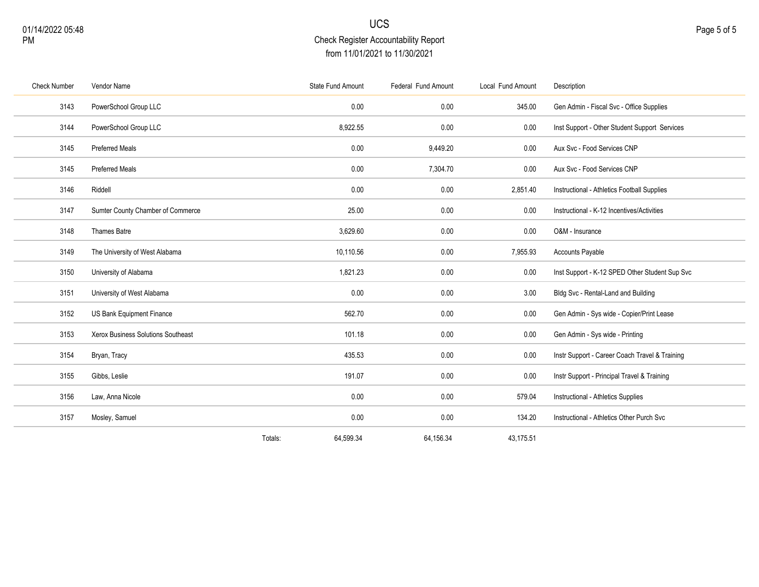# UCS

## Check Register Accountability Report

from 11/01/2021 to 11/30/2021

01/14/2022 05:48 PM

| Check Number | Vendor Name | | State Fund Amount | Federal Fund Amount | Local Fund Amount | Description |
|---|---|---|---|---|---|---|
| 3143 | PowerSchool Group LLC | | 0.00 | 0.00 | 345.00 | Gen Admin - Fiscal Svc - Office Supplies |
| 3144 | PowerSchool Group LLC | | 8,922.55 | 0.00 | 0.00 | Inst Support - Other Student Support Services |
| 3145 | Preferred Meals | | 0.00 | 9,449.20 | 0.00 | Aux Svc - Food Services CNP |
| 3145 | Preferred Meals | | 0.00 | 7,304.70 | 0.00 | Aux Svc - Food Services CNP |
| 3146 | Riddell | | 0.00 | 0.00 | 2,851.40 | Instructional - Athletics Football Supplies |
| 3147 | Sumter County Chamber of Commerce | | 25.00 | 0.00 | 0.00 | Instructional - K-12 Incentives/Activities |
| 3148 | Thames Batre | | 3,629.60 | 0.00 | 0.00 | O&M - Insurance |
| 3149 | The University of West Alabama | | 10,110.56 | 0.00 | 7,955.93 | Accounts Payable |
| 3150 | University of Alabama | | 1,821.23 | 0.00 | 0.00 | Inst Support - K-12 SPED Other Student Sup Svc |
| 3151 | University of West Alabama | | 0.00 | 0.00 | 3.00 | Bldg Svc - Rental-Land and Building |
| 3152 | US Bank Equipment Finance | | 562.70 | 0.00 | 0.00 | Gen Admin - Sys wide - Copier/Print Lease |
| 3153 | Xerox Business Solutions Southeast | | 101.18 | 0.00 | 0.00 | Gen Admin - Sys wide - Printing |
| 3154 | Bryan, Tracy | | 435.53 | 0.00 | 0.00 | Instr Support - Career Coach Travel & Training |
| 3155 | Gibbs, Leslie | | 191.07 | 0.00 | 0.00 | Instr Support - Principal Travel & Training |
| 3156 | Law, Anna Nicole | | 0.00 | 0.00 | 579.04 | Instructional - Athletics Supplies |
| 3157 | Mosley, Samuel | | 0.00 | 0.00 | 134.20 | Instructional - Athletics Other Purch Svc |
| | | Totals: | 64,599.34 | 64,156.34 | 43,175.51 | |